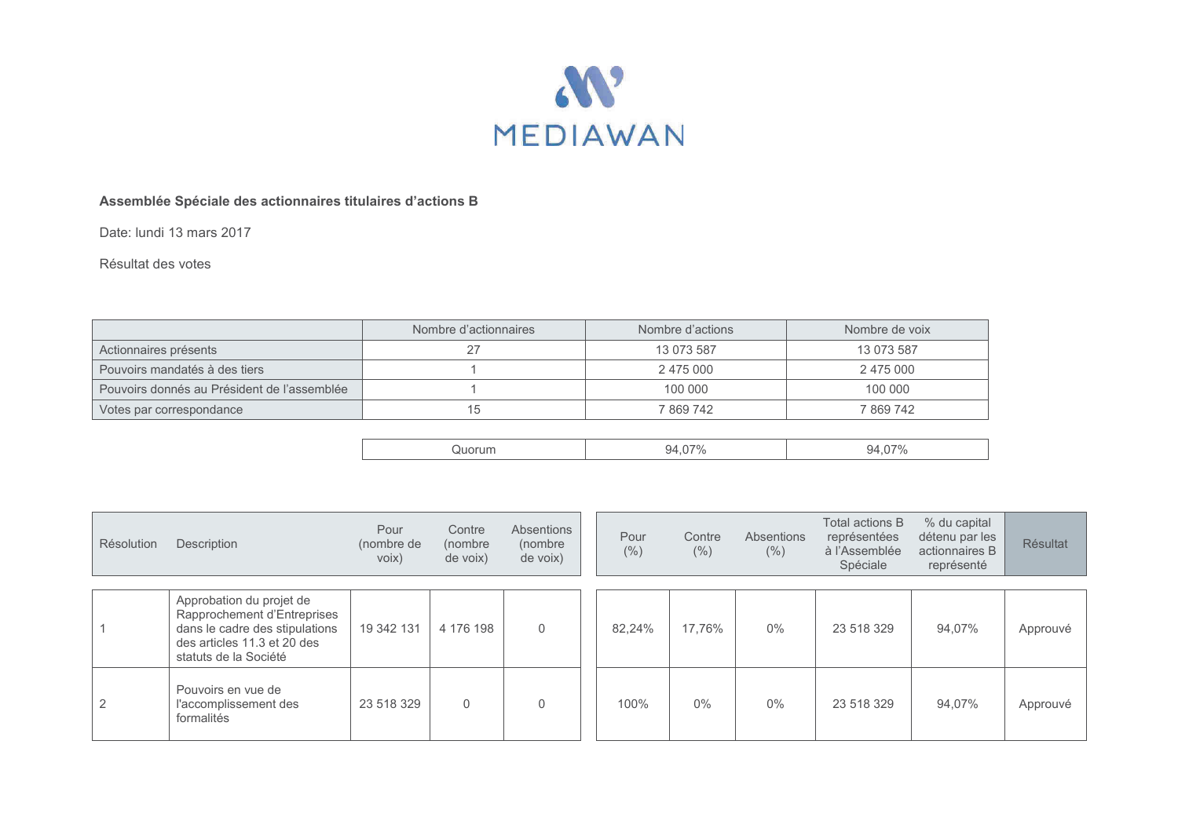MEDIAWAN

**Assemblée Spéciale des actionnaires titulaires d'actions B**

Date: lundi 13 mars 2017

Résultat des votes

| | Nombre d'actionnaires | Nombre d'actions | Nombre de voix |
|---|---|---|---|
| Actionnaires présents | 27 | 13 073 587 | 13 073 587 |
| Pouvoirs mandatés à des tiers | 1 | 2 475 000 | 2 475 000 |
| Pouvoirs donnés au Président de l'assemblée | 1 | 100 000 | 100 000 |
| Votes par correspondance | 15 | 7 869 742 | 7 869 742 |
| | Quorum | 94,07% | 94,07% |

| Résolution | Description | Pour (nombre de voix) | Contre (nombre de voix) | Absentions (nombre de voix) | Pour (%) | Contre (%) | Absentions (%) | Total actions B représentées à l'Assemblée Spéciale | % du capital détenu par les actionnaires B représenté | Résultat |
|---|---|---|---|---|---|---|---|---|---|---|
| 1 | Approbation du projet de Rapprochement d'Entreprises dans le cadre des stipulations des articles 11.3 et 20 des statuts de la Société | 19 342 131 | 4 176 198 | 0 | 82,24% | 17,76% | 0% | 23 518 329 | 94,07% | Approuvé |
| 2 | Pouvoirs en vue de l'accomplissement des formalités | 23 518 329 | 0 | 0 | 100% | 0% | 0% | 23 518 329 | 94,07% | Approuvé |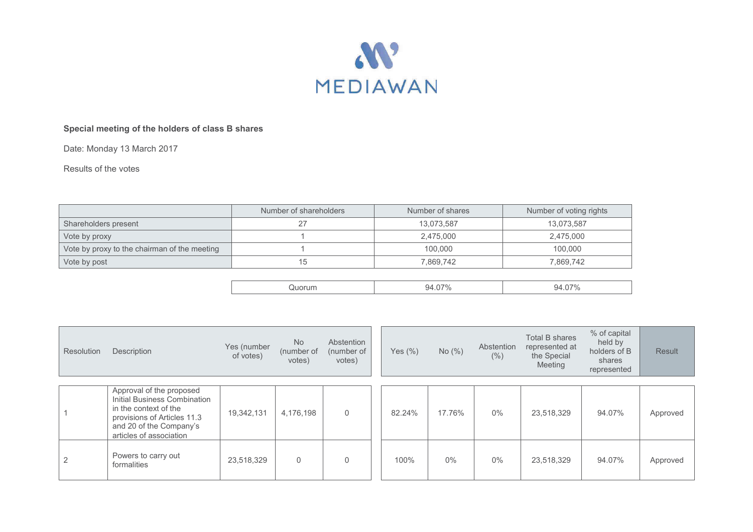MEDIAWAN

**Special meeting of the holders of class B shares**

Date: Monday 13 March 2017

Results of the votes

| | Number of shareholders | Number of shares | Number of voting rights |
|---|---|---|---|
| Shareholders present | 27 | 13,073,587 | 13,073,587 |
| Vote by proxy | 1 | 2,475,000 | 2,475,000 |
| Vote by proxy to the chairman of the meeting | 1 | 100,000 | 100,000 |
| Vote by post | 15 | 7,869,742 | 7,869,742 |
| | Quorum | 94.07% | 94.07% |

| Resolution | Description | Yes (number of votes) | No (number of votes) | Abstention (number of votes) | Yes (%) | No (%) | Abstention (%) | Total B shares represented at the Special Meeting | % of capital held by holders of B shares represented | Result |
|---|---|---|---|---|---|---|---|---|---|---|
| 1 | Approval of the proposed Initial Business Combination in the context of the provisions of Articles 11.3 and 20 of the Company's articles of association | 19,342,131 | 4,176,198 | 0 | 82.24% | 17.76% | 0% | 23,518,329 | 94.07% | Approved |
| 2 | Powers to carry out formalities | 23,518,329 | 0 | 0 | 100% | 0% | 0% | 23,518,329 | 94.07% | Approved |